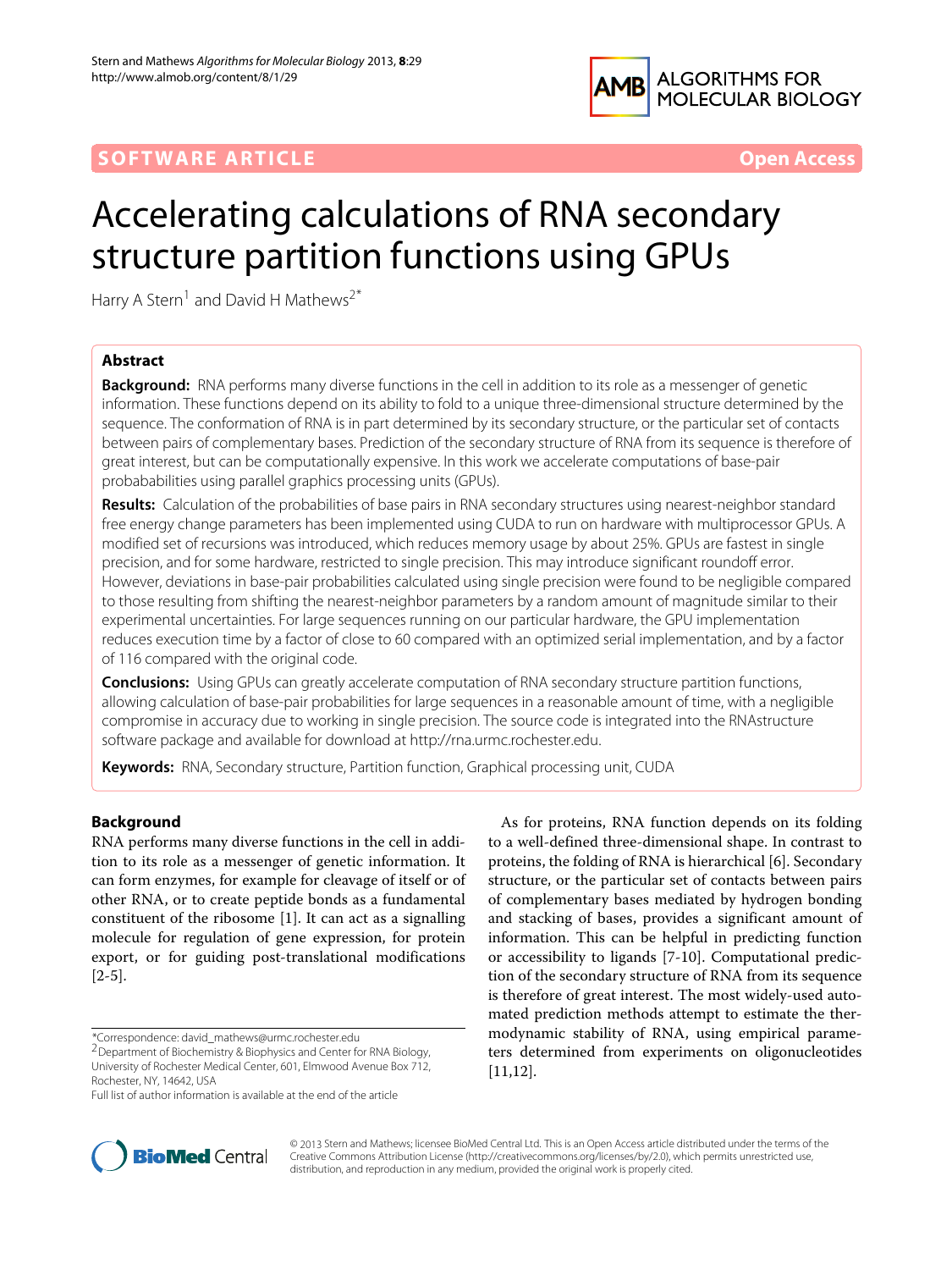SOFTWARE ARTICLE Open Access

# Accelerating calculations of RNA secondary structure partition functions using GPUs

Harry A Stern[1] and David H Mathews[2*]

## Abstract

**Background:** RNA performs many diverse functions in the cell in addition to its role as a messenger of genetic information. These functions depend on its ability to fold to a unique three-dimensional structure determined by the sequence. The conformation of RNA is in part determined by its secondary structure, or the particular set of contacts between pairs of complementary bases. Prediction of the secondary structure of RNA from its sequence is therefore of great interest, but can be computationally expensive. In this work we accelerate computations of base-pair probababilities using parallel graphics processing units (GPUs).

**Results:** Calculation of the probabilities of base pairs in RNA secondary structures using nearest-neighbor standard free energy change parameters has been implemented using CUDA to run on hardware with multiprocessor GPUs. A modified set of recursions was introduced, which reduces memory usage by about 25%. GPUs are fastest in single precision, and for some hardware, restricted to single precision. This may introduce significant roundoff error. However, deviations in base-pair probabilities calculated using single precision were found to be negligible compared to those resulting from shifting the nearest-neighbor parameters by a random amount of magnitude similar to their experimental uncertainties. For large sequences running on our particular hardware, the GPU implementation reduces execution time by a factor of close to 60 compared with an optimized serial implementation, and by a factor of 116 compared with the original code.

**Conclusions:** Using GPUs can greatly accelerate computation of RNA secondary structure partition functions, allowing calculation of base-pair probabilities for large sequences in a reasonable amount of time, with a negligible compromise in accuracy due to working in single precision. The source code is integrated into the RNAstructure software package and available for download at http://rna.urmc.rochester.edu.

**Keywords:** RNA, Secondary structure, Partition function, Graphical processing unit, CUDA

## Background

RNA performs many diverse functions in the cell in addition to its role as a messenger of genetic information. It can form enzymes, for example for cleavage of itself or of other RNA, or to create peptide bonds as a fundamental constituent of the ribosome [1]. It can act as a signalling molecule for regulation of gene expression, for protein export, or for guiding post-translational modifications [2-5].

As for proteins, RNA function depends on its folding to a well-defined three-dimensional shape. In contrast to proteins, the folding of RNA is hierarchical [6]. Secondary structure, or the particular set of contacts between pairs of complementary bases mediated by hydrogen bonding and stacking of bases, provides a significant amount of information. This can be helpful in predicting function or accessibility to ligands [7-10]. Computational prediction of the secondary structure of RNA from its sequence is therefore of great interest. The most widely-used automated prediction methods attempt to estimate the thermodynamic stability of RNA, using empirical parameters determined from experiments on oligonucleotides [11,12].

*Correspondence: david_mathews@urmc.rochester.edu
[2]Department of Biochemistry & Biophysics and Center for RNA Biology, University of Rochester Medical Center, 601, Elmwood Avenue Box 712, Rochester, NY, 14642, USA
Full list of author information is available at the end of the article

© 2013 Stern and Mathews; licensee BioMed Central Ltd. This is an Open Access article distributed under the terms of the Creative Commons Attribution License (http://creativecommons.org/licenses/by/2.0), which permits unrestricted use, distribution, and reproduction in any medium, provided the original work is properly cited.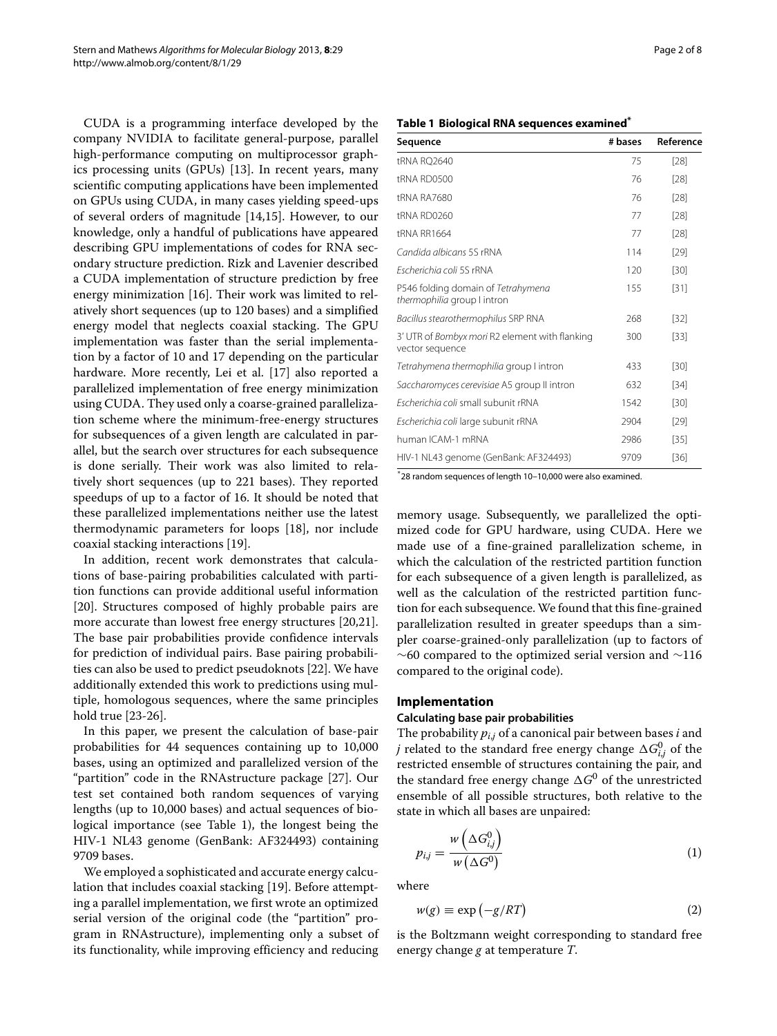CUDA is a programming interface developed by the company NVIDIA to facilitate general-purpose, parallel high-performance computing on multiprocessor graphics processing units (GPUs) [13]. In recent years, many scientific computing applications have been implemented on GPUs using CUDA, in many cases yielding speed-ups of several orders of magnitude [14,15]. However, to our knowledge, only a handful of publications have appeared describing GPU implementations of codes for RNA secondary structure prediction. Rizk and Lavenier described a CUDA implementation of structure prediction by free energy minimization [16]. Their work was limited to relatively short sequences (up to 120 bases) and a simplified energy model that neglects coaxial stacking. The GPU implementation was faster than the serial implementation by a factor of 10 and 17 depending on the particular hardware. More recently, Lei et al. [17] also reported a parallelized implementation of free energy minimization using CUDA. They used only a coarse-grained parallelization scheme where the minimum-free-energy structures for subsequences of a given length are calculated in parallel, but the search over structures for each subsequence is done serially. Their work was also limited to relatively short sequences (up to 221 bases). They reported speedups of up to a factor of 16. It should be noted that these parallelized implementations neither use the latest thermodynamic parameters for loops [18], nor include coaxial stacking interactions [19].

In addition, recent work demonstrates that calculations of base-pairing probabilities calculated with partition functions can provide additional useful information [20]. Structures composed of highly probable pairs are more accurate than lowest free energy structures [20,21]. The base pair probabilities provide confidence intervals for prediction of individual pairs. Base pairing probabilities can also be used to predict pseudoknots [22]. We have additionally extended this work to predictions using multiple, homologous sequences, where the same principles hold true [23-26].

In this paper, we present the calculation of base-pair probabilities for 44 sequences containing up to 10,000 bases, using an optimized and parallelized version of the "partition" code in the RNAstructure package [27]. Our test set contained both random sequences of varying lengths (up to 10,000 bases) and actual sequences of biological importance (see Table 1), the longest being the HIV-1 NL43 genome (GenBank: AF324493) containing 9709 bases.

We employed a sophisticated and accurate energy calculation that includes coaxial stacking [19]. Before attempting a parallel implementation, we first wrote an optimized serial version of the original code (the "partition" program in RNAstructure), implementing only a subset of its functionality, while improving efficiency and reducing memory usage. Subsequently, we parallelized the optimized code for GPU hardware, using CUDA. Here we made use of a fine-grained parallelization scheme, in which the calculation of the restricted partition function for each subsequence of a given length is parallelized, as well as the calculation of the restricted partition function for each subsequence. We found that this fine-grained parallelization resulted in greater speedups than a simpler coarse-grained-only parallelization (up to factors of ∼60 compared to the optimized serial version and ∼116 compared to the original code).

**Table 1 Biological RNA sequences examined***

| Sequence | # bases | Reference |
|---|---|---|
| tRNA RQ2640 | 75 | [28] |
| tRNA RD0500 | 76 | [28] |
| tRNA RA7680 | 76 | [28] |
| tRNA RD0260 | 77 | [28] |
| tRNA RR1664 | 77 | [28] |
| *Candida albicans* 5S rRNA | 114 | [29] |
| *Escherichia coli* 5S rRNA | 120 | [30] |
| P546 folding domain of *Tetrahymena thermophilia* group I intron | 155 | [31] |
| *Bacillus stearothermophilus* SRP RNA | 268 | [32] |
| 3' UTR of *Bombyx mori* R2 element with flanking vector sequence | 300 | [33] |
| *Tetrahymena thermophilia* group I intron | 433 | [30] |
| *Saccharomyces cerevisiae* A5 group II intron | 632 | [34] |
| *Escherichia coli* small subunit rRNA | 1542 | [30] |
| *Escherichia coli* large subunit rRNA | 2904 | [29] |
| human ICAM-1 mRNA | 2986 | [35] |
| HIV-1 NL43 genome (GenBank: AF324493) | 9709 | [36] |

*28 random sequences of length 10–10,000 were also examined.

## Implementation

### Calculating base pair probabilities

The probability $p_{i,j}$ of a canonical pair between bases $i$ and $j$ related to the standard free energy change $\Delta G^0_{i,j}$ of the restricted ensemble of structures containing the pair, and the standard free energy change $\Delta G^0$ of the unrestricted ensemble of all possible structures, both relative to the state in which all bases are unpaired:

$$p_{i,j} = \frac{w\left(\Delta G^0_{i,j}\right)}{w\left(\Delta G^0\right)} \tag{1}$$

where

$$w(g) \equiv \exp\left(-g/RT\right) \tag{2}$$

is the Boltzmann weight corresponding to standard free energy change $g$ at temperature $T$.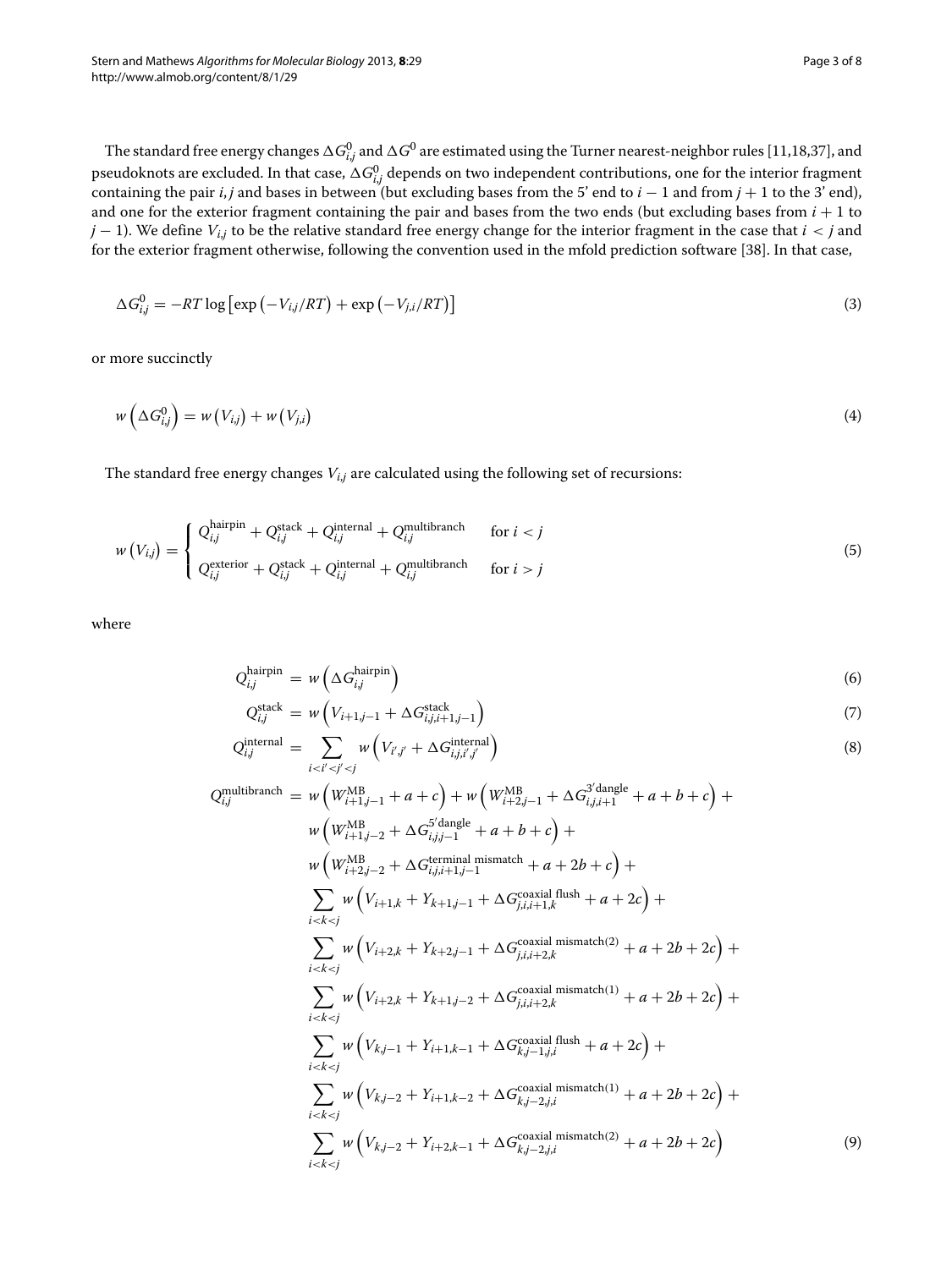The standard free energy changes $\Delta G^0_{i,j}$ and $\Delta G^0$ are estimated using the Turner nearest-neighbor rules [11,18,37], and pseudoknots are excluded. In that case, $\Delta G^0_{i,j}$ depends on two independent contributions, one for the interior fragment containing the pair $i, j$ and bases in between (but excluding bases from the 5' end to $i-1$ and from $j+1$ to the 3' end), and one for the exterior fragment containing the pair and bases from the two ends (but excluding bases from $i+1$ to $j-1$). We define $V_{i,j}$ to be the relative standard free energy change for the interior fragment in the case that $i < j$ and for the exterior fragment otherwise, following the convention used in the mfold prediction software [38]. In that case,

$$\Delta G^0_{i,j} = -RT \log\left[\exp\left(-V_{i,j}/RT\right) + \exp\left(-V_{j,i}/RT\right)\right] \tag{3}$$

or more succinctly

$$w\left(\Delta G^0_{i,j}\right) = w\left(V_{i,j}\right) + w\left(V_{j,i}\right) \tag{4}$$

The standard free energy changes $V_{i,j}$ are calculated using the following set of recursions:

$$w\left(V_{i,j}\right) = \begin{cases} Q^{\text{hairpin}}_{i,j} + Q^{\text{stack}}_{i,j} + Q^{\text{internal}}_{i,j} + Q^{\text{multibranch}}_{i,j} & \text{for } i < j \\ Q^{\text{exterior}}_{i,j} + Q^{\text{stack}}_{i,j} + Q^{\text{internal}}_{i,j} + Q^{\text{multibranch}}_{i,j} & \text{for } i > j \end{cases} \tag{5}$$

where

$$Q^{\text{hairpin}}_{i,j} = w\left(\Delta G^{\text{hairpin}}_{i,j}\right) \tag{6}$$

$$Q^{\text{stack}}_{i,j} = w\left(V_{i+1,j-1} + \Delta G^{\text{stack}}_{i,j,i+1,j-1}\right) \tag{7}$$

$$Q^{\text{internal}}_{i,j} = \sum_{i<i'<j'<j} w\left(V_{i',j'} + \Delta G^{\text{internal}}_{i,j,i',j'}\right) \tag{8}$$

$$\begin{aligned} Q^{\text{multibranch}}_{i,j} = {} & w\left(W^{\text{MB}}_{i+1,j-1} + a + c\right) + w\left(W^{\text{MB}}_{i+2,j-1} + \Delta G^{3'\text{dangle}}_{i,j,i+1} + a + b + c\right) + \\ & w\left(W^{\text{MB}}_{i+1,j-2} + \Delta G^{5'\text{dangle}}_{i,j,j-1} + a + b + c\right) + \\ & w\left(W^{\text{MB}}_{i+2,j-2} + \Delta G^{\text{terminal mismatch}}_{i,j,i+1,j-1} + a + 2b + c\right) + \\ & \sum_{i<k<j} w\left(V_{i+1,k} + Y_{k+1,j-1} + \Delta G^{\text{coaxial flush}}_{j,i,i+1,k} + a + 2c\right) + \\ & \sum_{i<k<j} w\left(V_{i+2,k} + Y_{k+2,j-1} + \Delta G^{\text{coaxial mismatch(2)}}_{j,i,i+2,k} + a + 2b + 2c\right) + \\ & \sum_{i<k<j} w\left(V_{i+2,k} + Y_{k+1,j-2} + \Delta G^{\text{coaxial mismatch(1)}}_{j,i,i+2,k} + a + 2b + 2c\right) + \\ & \sum_{i<k<j} w\left(V_{k,j-1} + Y_{i+1,k-1} + \Delta G^{\text{coaxial flush}}_{k,j-1,j,i} + a + 2c\right) + \\ & \sum_{i<k<j} w\left(V_{k,j-2} + Y_{i+1,k-2} + \Delta G^{\text{coaxial mismatch(1)}}_{k,j-2,j,i} + a + 2b + 2c\right) + \\ & \sum_{i<k<j} w\left(V_{k,j-2} + Y_{i+2,k-1} + \Delta G^{\text{coaxial mismatch(2)}}_{k,j-2,j,i} + a + 2b + 2c\right) \end{aligned} \tag{9}$$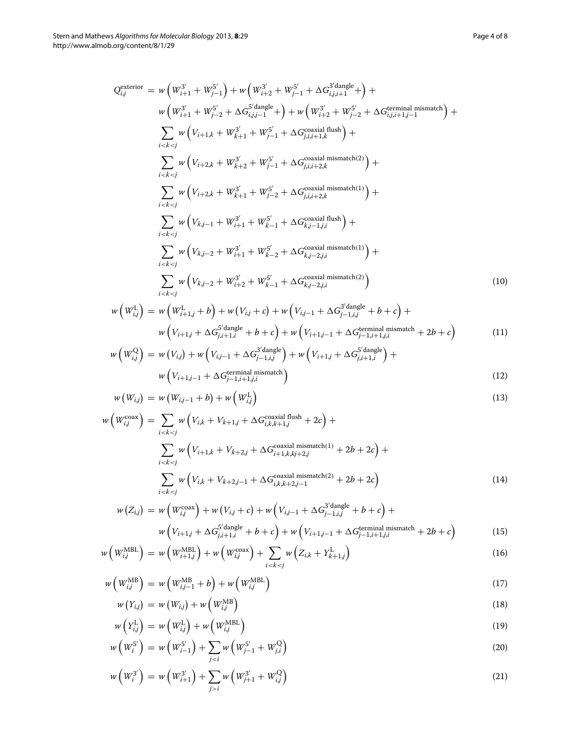$$
\begin{aligned}
Q_{i,j}^{\text{exterior}} = {} & w\left(W_{i+1}^{3'} + W_{j-1}^{5'}\right) + w\left(W_{i+2}^{3'} + W_{j-1}^{5'} + \Delta G_{i,j,i+1}^{3'\text{dangle}} +\right) + \\
& w\left(W_{i+1}^{3'} + W_{j-2}^{5'} + \Delta G_{i,j,j-1}^{5'\text{dangle}} +\right) + w\left(W_{i+2}^{3'} + W_{j-2}^{5'} + \Delta G_{i,j,i+1,j-1}^{\text{terminal mismatch}}\right) + \\
& \sum_{i<k<j} w\left(V_{i+1,k} + W_{k+1}^{3'} + W_{j-1}^{5'} + \Delta G_{j,i,i+1,k}^{\text{coaxial flush}}\right) + \\
& \sum_{i<k<j} w\left(V_{i+2,k} + W_{k+2}^{3'} + W_{j-1}^{5'} + \Delta G_{j,i,i+2,k}^{\text{coaxial mismatch(2)}}\right) + \\
& \sum_{i<k<j} w\left(V_{i+2,k} + W_{k+1}^{3'} + W_{j-2}^{5'} + \Delta G_{j,i,i+2,k}^{\text{coaxial mismatch(1)}}\right) + \\
& \sum_{i<k<j} w\left(V_{k,j-1} + W_{i+1}^{3'} + W_{k-1}^{5'} + \Delta G_{k,j-1,j,i}^{\text{coaxial flush}}\right) + \\
& \sum_{i<k<j} w\left(V_{k,j-2} + W_{i+1}^{3'} + W_{k-2}^{5'} + \Delta G_{k,j-2,j,i}^{\text{coaxial mismatch(1)}}\right) + \\
& \sum_{i<k<j} w\left(V_{k,j-2} + W_{i+2}^{3'} + W_{k-1}^{5'} + \Delta G_{k,j-2,j,i}^{\text{coaxial mismatch(2)}}\right)
\end{aligned} \tag{10}
$$

$$
\begin{aligned}
w\left(W_{i,j}^{\text{L}}\right) = {} & w\left(W_{i+1,j}^{\text{L}} + b\right) + w\left(V_{i,j} + c\right) + w\left(V_{i,j-1} + \Delta G_{j-1,i,j}^{3'\text{dangle}} + b + c\right) + \\
& w\left(V_{i+1,j} + \Delta G_{j,i+1,i}^{5'\text{dangle}} + b + c\right) + w\left(V_{i+1,j-1} + \Delta G_{j-1,i+1,j,i}^{\text{terminal mismatch}} + 2b + c\right)
\end{aligned} \tag{11}
$$

$$
\begin{aligned}
w\left(W_{i,j}^{\text{Q}}\right) = {} & w\left(V_{i,j}\right) + w\left(V_{i,j-1} + \Delta G_{j-1,i,j}^{3'\text{dangle}}\right) + w\left(V_{i+1,j} + \Delta G_{j,i+1,i}^{5'\text{dangle}}\right) + \\
& w\left(V_{i+1,j-1} + \Delta G_{j-1,i+1,j,i}^{\text{terminal mismatch}}\right)
\end{aligned} \tag{12}
$$

$$
w\left(W_{i,j}\right) = w\left(W_{i,j-1} + b\right) + w\left(W_{i,j}^{\text{L}}\right) \tag{13}
$$

$$
\begin{aligned}
w\left(W_{i,j}^{\text{coax}}\right) = {} & \sum_{i<k<j} w\left(V_{i,k} + V_{k+1,j} + \Delta G_{i,k,k+1,j}^{\text{coaxial flush}} + 2c\right) + \\
& \sum_{i<k<j} w\left(V_{i+1,k} + V_{k+2,j} + \Delta G_{i+1,k,kj+2,j}^{\text{coaxial mismatch(1)}} + 2b + 2c\right) + \\
& \sum_{i<k<j} w\left(V_{i,k} + V_{k+2,j-1} + \Delta G_{i,k,k+2,j-1}^{\text{coaxial mismatch(2)}} + 2b + 2c\right)
\end{aligned} \tag{14}
$$

$$
\begin{aligned}
w\left(Z_{i,j}\right) = {} & w\left(W_{i,j}^{\text{coax}}\right) + w\left(V_{i,j} + c\right) + w\left(V_{i,j-1} + \Delta G_{j-1,i,j}^{3'\text{dangle}} + b + c\right) + \\
& w\left(V_{i+1,j} + \Delta G_{j,i+1,i}^{5'\text{dangle}} + b + c\right) + w\left(V_{i+1,j-1} + \Delta G_{j-1,i+1,j,i}^{\text{terminal mismatch}} + 2b + c\right)
\end{aligned} \tag{15}
$$

$$
w\left(W_{i,j}^{\text{MBL}}\right) = w\left(W_{i+1,j}^{\text{MBL}}\right) + w\left(W_{i,j}^{\text{coax}}\right) + \sum_{i<k<j} w\left(Z_{i,k} + Y_{k+1,j}^{\text{L}}\right) \tag{16}
$$

$$
w\left(W_{i,j}^{\text{MB}}\right) = w\left(W_{i,j-1}^{\text{MB}} + b\right) + w\left(W_{i,j}^{\text{MBL}}\right) \tag{17}
$$

$$
w\left(Y_{i,j}\right) = w\left(W_{i,j}\right) + w\left(W_{i,j}^{\text{MB}}\right) \tag{18}
$$

$$
w\left(Y_{i,j}^{\text{L}}\right) = w\left(W_{i,j}^{\text{L}}\right) + w\left(W_{i,j}^{\text{MBL}}\right) \tag{19}
$$

$$
w\left(W_{i}^{5'}\right) = w\left(W_{i-1}^{5'}\right) + \sum_{j<i} w\left(W_{j-1}^{5'} + W_{j,i}^{\text{Q}}\right) \tag{20}
$$

$$
w\left(W_{i}^{3'}\right) = w\left(W_{i+1}^{3'}\right) + \sum_{j>i} w\left(W_{j+1}^{3'} + W_{i,j}^{\text{Q}}\right) \tag{21}
$$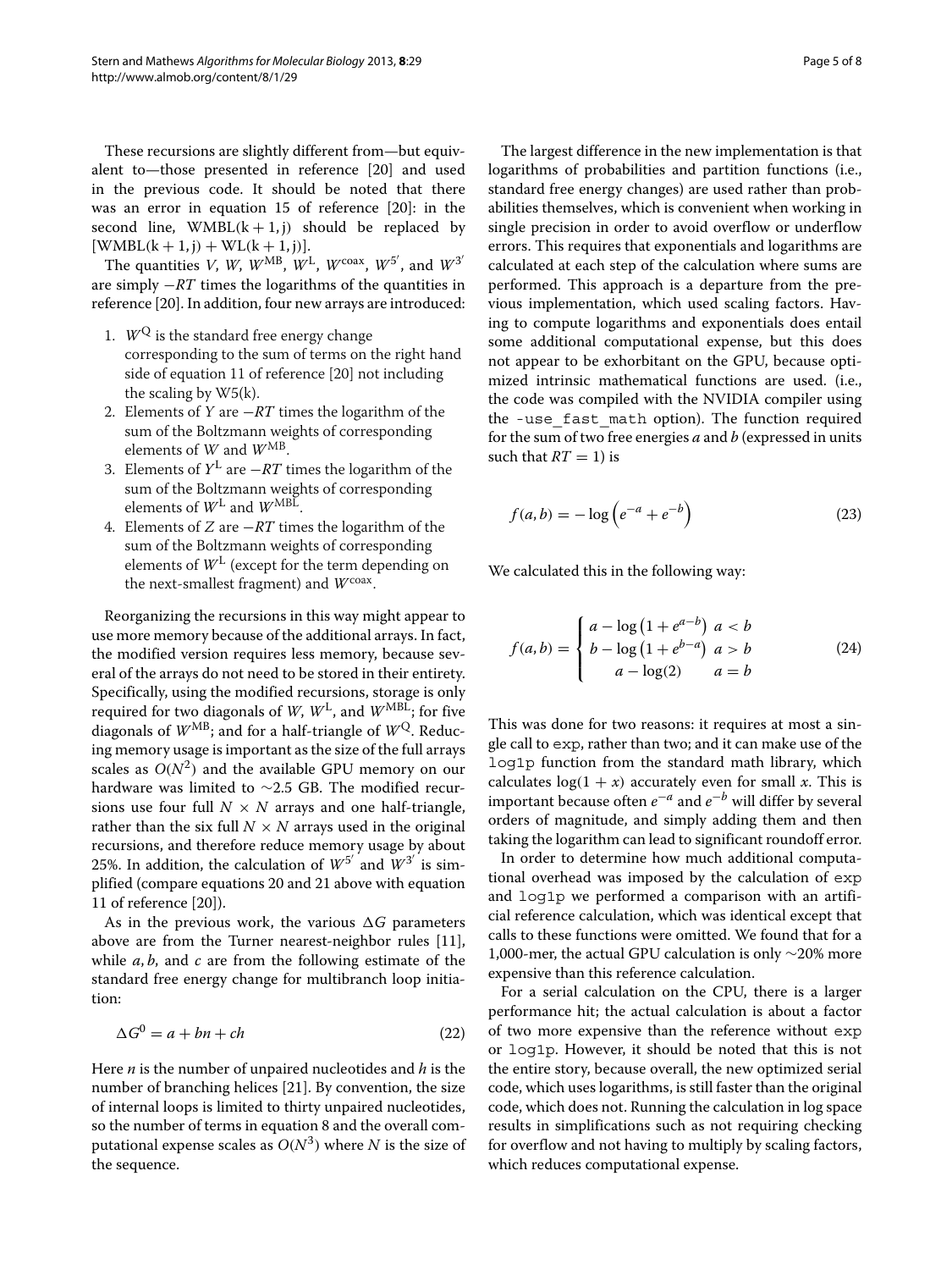These recursions are slightly different from—but equivalent to—those presented in reference [20] and used in the previous code. It should be noted that there was an error in equation 15 of reference [20]: in the second line, $\mathrm{WMBL}(k+1,j)$ should be replaced by $[\mathrm{WMBL}(k+1,j) + \mathrm{WL}(k+1,j)]$.

The quantities $V$, $W$, $W^{\mathrm{MB}}$, $W^{\mathrm{L}}$, $W^{\mathrm{coax}}$, $W^{5'}$, and $W^{3'}$ are simply $-RT$ times the logarithms of the quantities in reference [20]. In addition, four new arrays are introduced:

1. $W^{\mathrm{Q}}$ is the standard free energy change corresponding to the sum of terms on the right hand side of equation 11 of reference [20] not including the scaling by W5(k).
2. Elements of $Y$ are $-RT$ times the logarithm of the sum of the Boltzmann weights of corresponding elements of $W$ and $W^{\mathrm{MB}}$.
3. Elements of $Y^{\mathrm{L}}$ are $-RT$ times the logarithm of the sum of the Boltzmann weights of corresponding elements of $W^{\mathrm{L}}$ and $W^{\mathrm{MBL}}$.
4. Elements of $Z$ are $-RT$ times the logarithm of the sum of the Boltzmann weights of corresponding elements of $W^{\mathrm{L}}$ (except for the term depending on the next-smallest fragment) and $W^{\mathrm{coax}}$.

Reorganizing the recursions in this way might appear to use more memory because of the additional arrays. In fact, the modified version requires less memory, because several of the arrays do not need to be stored in their entirety. Specifically, using the modified recursions, storage is only required for two diagonals of $W$, $W^{\mathrm{L}}$, and $W^{\mathrm{MBL}}$; for five diagonals of $W^{\mathrm{MB}}$; and for a half-triangle of $W^{\mathrm{Q}}$. Reducing memory usage is important as the size of the full arrays scales as $O(N^2)$ and the available GPU memory on our hardware was limited to ~2.5 GB. The modified recursions use four full $N \times N$ arrays and one half-triangle, rather than the six full $N \times N$ arrays used in the original recursions, and therefore reduce memory usage by about 25%. In addition, the calculation of $W^{5'}$ and $W^{3'}$ is simplified (compare equations 20 and 21 above with equation 11 of reference [20]).

As in the previous work, the various $\Delta G$ parameters above are from the Turner nearest-neighbor rules [11], while $a, b$, and $c$ are from the following estimate of the standard free energy change for multibranch loop initiation:

$$\Delta G^0 = a + bn + ch \tag{22}$$

Here $n$ is the number of unpaired nucleotides and $h$ is the number of branching helices [21]. By convention, the size of internal loops is limited to thirty unpaired nucleotides, so the number of terms in equation 8 and the overall computational expense scales as $O(N^3)$ where $N$ is the size of the sequence.

The largest difference in the new implementation is that logarithms of probabilities and partition functions (i.e., standard free energy changes) are used rather than probabilities themselves, which is convenient when working in single precision in order to avoid overflow or underflow errors. This requires that exponentials and logarithms are calculated at each step of the calculation where sums are performed. This approach is a departure from the previous implementation, which used scaling factors. Having to compute logarithms and exponentials does entail some additional computational expense, but this does not appear to be exhorbitant on the GPU, because optimized intrinsic mathematical functions are used. (i.e., the code was compiled with the NVIDIA compiler using the `-use_fast_math` option). The function required for the sum of two free energies $a$ and $b$ (expressed in units such that $RT = 1$) is

$$f(a,b) = -\log\left(e^{-a} + e^{-b}\right) \tag{23}$$

We calculated this in the following way:

$$f(a,b) = \begin{cases} a - \log\left(1 + e^{a-b}\right) & a < b \\ b - \log\left(1 + e^{b-a}\right) & a > b \\ a - \log(2) & a = b \end{cases} \tag{24}$$

This was done for two reasons: it requires at most a single call to `exp`, rather than two; and it can make use of the `log1p` function from the standard math library, which calculates $\log(1+x)$ accurately even for small $x$. This is important because often $e^{-a}$ and $e^{-b}$ will differ by several orders of magnitude, and simply adding them and then taking the logarithm can lead to significant roundoff error.

In order to determine how much additional computational overhead was imposed by the calculation of `exp` and `log1p` we performed a comparison with an artificial reference calculation, which was identical except that calls to these functions were omitted. We found that for a 1,000-mer, the actual GPU calculation is only ~20% more expensive than this reference calculation.

For a serial calculation on the CPU, there is a larger performance hit; the actual calculation is about a factor of two more expensive than the reference without `exp` or `log1p`. However, it should be noted that this is not the entire story, because overall, the new optimized serial code, which uses logarithms, is still faster than the original code, which does not. Running the calculation in log space results in simplifications such as not requiring checking for overflow and not having to multiply by scaling factors, which reduces computational expense.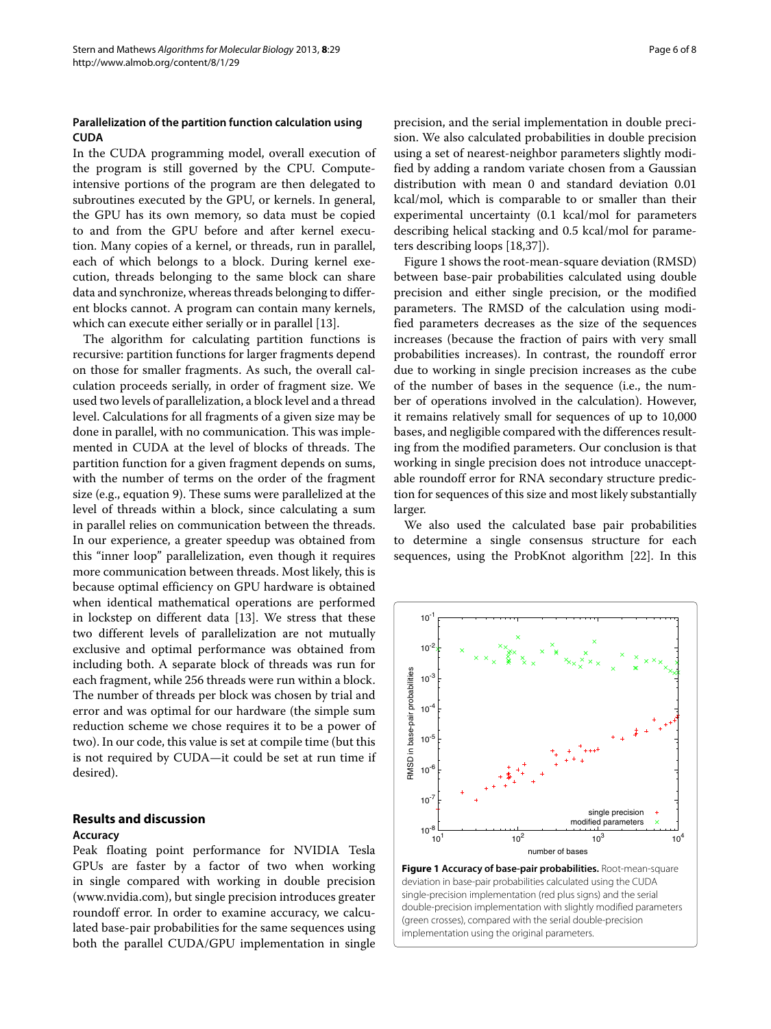### Parallelization of the partition function calculation using CUDA

In the CUDA programming model, overall execution of the program is still governed by the CPU. Compute-intensive portions of the program are then delegated to subroutines executed by the GPU, or kernels. In general, the GPU has its own memory, so data must be copied to and from the GPU before and after kernel execution. Many copies of a kernel, or threads, run in parallel, each of which belongs to a block. During kernel execution, threads belonging to the same block can share data and synchronize, whereas threads belonging to different blocks cannot. A program can contain many kernels, which can execute either serially or in parallel [13].

The algorithm for calculating partition functions is recursive: partition functions for larger fragments depend on those for smaller fragments. As such, the overall calculation proceeds serially, in order of fragment size. We used two levels of parallelization, a block level and a thread level. Calculations for all fragments of a given size may be done in parallel, with no communication. This was implemented in CUDA at the level of blocks of threads. The partition function for a given fragment depends on sums, with the number of terms on the order of the fragment size (e.g., equation 9). These sums were parallelized at the level of threads within a block, since calculating a sum in parallel relies on communication between the threads. In our experience, a greater speedup was obtained from this "inner loop" parallelization, even though it requires more communication between threads. Most likely, this is because optimal efficiency on GPU hardware is obtained when identical mathematical operations are performed in lockstep on different data [13]. We stress that these two different levels of parallelization are not mutually exclusive and optimal performance was obtained from including both. A separate block of threads was run for each fragment, while 256 threads were run within a block. The number of threads per block was chosen by trial and error and was optimal for our hardware (the simple sum reduction scheme we chose requires it to be a power of two). In our code, this value is set at compile time (but this is not required by CUDA—it could be set at run time if desired).

## Results and discussion

### Accuracy

Peak floating point performance for NVIDIA Tesla GPUs are faster by a factor of two when working in single compared with working in double precision (www.nvidia.com), but single precision introduces greater roundoff error. In order to examine accuracy, we calculated base-pair probabilities for the same sequences using both the parallel CUDA/GPU implementation in single precision, and the serial implementation in double precision. We also calculated probabilities in double precision using a set of nearest-neighbor parameters slightly modified by adding a random variate chosen from a Gaussian distribution with mean 0 and standard deviation 0.01 kcal/mol, which is comparable to or smaller than their experimental uncertainty (0.1 kcal/mol for parameters describing helical stacking and 0.5 kcal/mol for parameters describing loops [18,37]).

Figure 1 shows the root-mean-square deviation (RMSD) between base-pair probabilities calculated using double precision and either single precision, or the modified parameters. The RMSD of the calculation using modified parameters decreases as the size of the sequences increases (because the fraction of pairs with very small probabilities increases). In contrast, the roundoff error due to working in single precision increases as the cube of the number of bases in the sequence (i.e., the number of operations involved in the calculation). However, it remains relatively small for sequences of up to 10,000 bases, and negligible compared with the differences resulting from the modified parameters. Our conclusion is that working in single precision does not introduce unacceptable roundoff error for RNA secondary structure prediction for sequences of this size and most likely substantially larger.

We also used the calculated base pair probabilities to determine a single consensus structure for each sequences, using the ProbKnot algorithm [22]. In this

**Figure 1 Accuracy of base-pair probabilities.** Root-mean-square deviation in base-pair probabilities calculated using the CUDA single-precision implementation (red plus signs) and the serial double-precision implementation with slightly modified parameters (green crosses), compared with the serial double-precision implementation using the original parameters.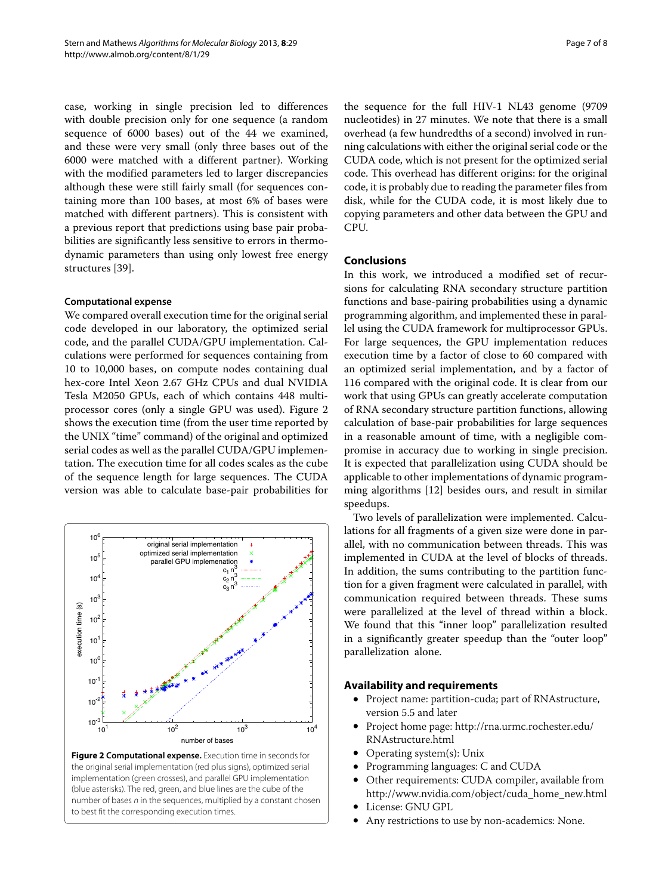case, working in single precision led to differences with double precision only for one sequence (a random sequence of 6000 bases) out of the 44 we examined, and these were very small (only three bases out of the 6000 were matched with a different partner). Working with the modified parameters led to larger discrepancies although these were still fairly small (for sequences containing more than 100 bases, at most 6% of bases were matched with different partners). This is consistent with a previous report that predictions using base pair probabilities are significantly less sensitive to errors in thermodynamic parameters than using only lowest free energy structures [39].

#### Computational expense

We compared overall execution time for the original serial code developed in our laboratory, the optimized serial code, and the parallel CUDA/GPU implementation. Calculations were performed for sequences containing from 10 to 10,000 bases, on compute nodes containing dual hex-core Intel Xeon 2.67 GHz CPUs and dual NVIDIA Tesla M2050 GPUs, each of which contains 448 multiprocessor cores (only a single GPU was used). Figure 2 shows the execution time (from the user time reported by the UNIX "time" command) of the original and optimized serial codes as well as the parallel CUDA/GPU implementation. The execution time for all codes scales as the cube of the sequence length for large sequences. The CUDA version was able to calculate base-pair probabilities for the sequence for the full HIV-1 NL43 genome (9709 nucleotides) in 27 minutes. We note that there is a small overhead (a few hundredths of a second) involved in running calculations with either the original serial code or the CUDA code, which is not present for the optimized serial code. This overhead has different origins: for the original code, it is probably due to reading the parameter files from disk, while for the CUDA code, it is most likely due to copying parameters and other data between the GPU and CPU.

**Figure 2 Computational expense.** Execution time in seconds for the original serial implementation (red plus signs), optimized serial implementation (green crosses), and parallel GPU implementation (blue asterisks). The red, green, and blue lines are the cube of the number of bases $n$ in the sequences, multiplied by a constant chosen to best fit the corresponding execution times.

### Conclusions

In this work, we introduced a modified set of recursions for calculating RNA secondary structure partition functions and base-pairing probabilities using a dynamic programming algorithm, and implemented these in parallel using the CUDA framework for multiprocessor GPUs. For large sequences, the GPU implementation reduces execution time by a factor of close to 60 compared with an optimized serial implementation, and by a factor of 116 compared with the original code. It is clear from our work that using GPUs can greatly accelerate computation of RNA secondary structure partition functions, allowing calculation of base-pair probabilities for large sequences in a reasonable amount of time, with a negligible compromise in accuracy due to working in single precision. It is expected that parallelization using CUDA should be applicable to other implementations of dynamic programming algorithms [12] besides ours, and result in similar speedups.

Two levels of parallelization were implemented. Calculations for all fragments of a given size were done in parallel, with no communication between threads. This was implemented in CUDA at the level of blocks of threads. In addition, the sums contributing to the partition function for a given fragment were calculated in parallel, with communication required between threads. These sums were parallelized at the level of thread within a block. We found that this "inner loop" parallelization resulted in a significantly greater speedup than the "outer loop" parallelization alone.

### Availability and requirements

- Project name: partition-cuda; part of RNAstructure, version 5.5 and later
- Project home page: http://rna.urmc.rochester.edu/RNAstructure.html
- Operating system(s): Unix
- Programming languages: C and CUDA
- Other requirements: CUDA compiler, available from http://www.nvidia.com/object/cuda_home_new.html
- License: GNU GPL
- Any restrictions to use by non-academics: None.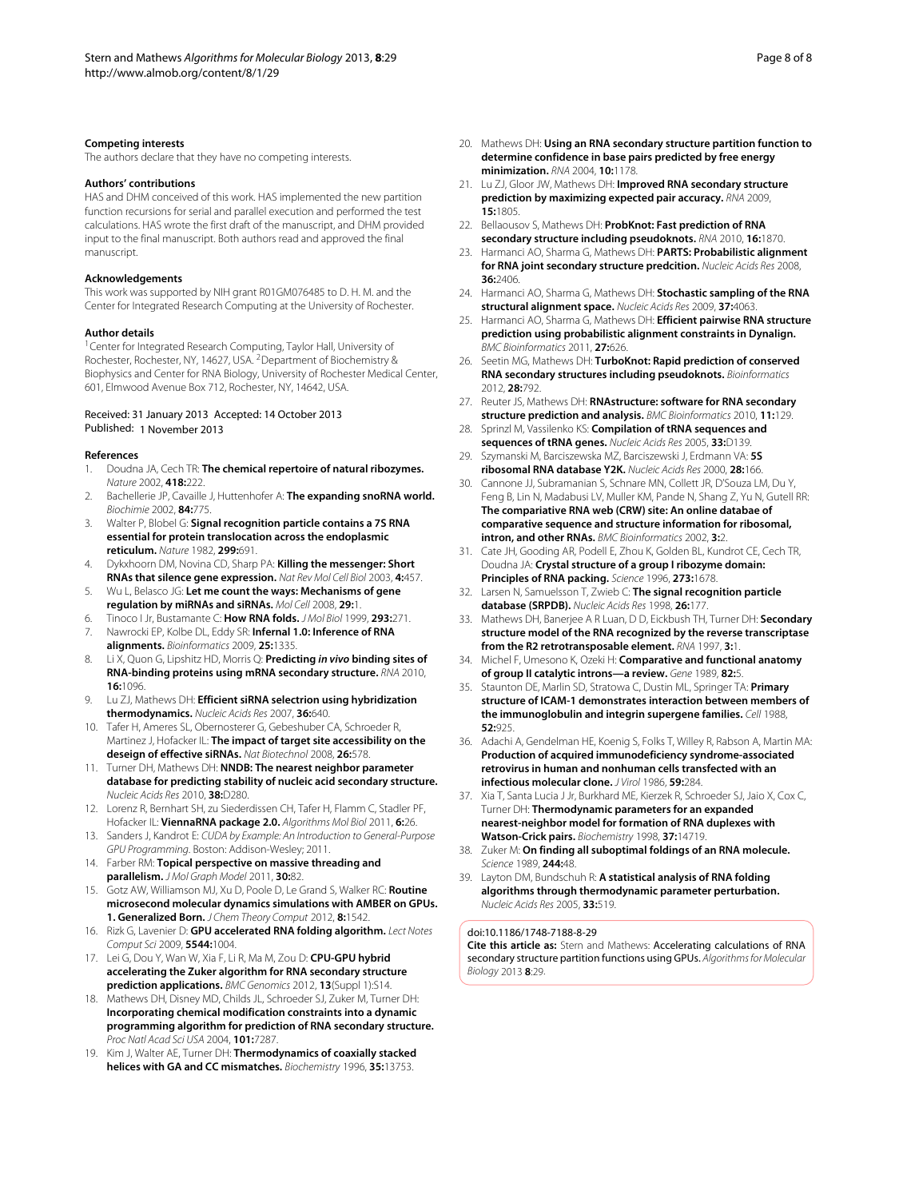#### Competing interests

The authors declare that they have no competing interests.

#### Authors' contributions

HAS and DHM conceived of this work. HAS implemented the new partition function recursions for serial and parallel execution and performed the test calculations. HAS wrote the first draft of the manuscript, and DHM provided input to the final manuscript. Both authors read and approved the final manuscript.

#### Acknowledgements

This work was supported by NIH grant R01GM076485 to D. H. M. and the Center for Integrated Research Computing at the University of Rochester.

#### Author details

[1]Center for Integrated Research Computing, Taylor Hall, University of Rochester, Rochester, NY, 14627, USA. [2]Department of Biochemistry & Biophysics and Center for RNA Biology, University of Rochester Medical Center, 601, Elmwood Avenue Box 712, Rochester, NY, 14642, USA.

Received: 31 January 2013 Accepted: 14 October 2013
Published: 1 November 2013

#### References

1. Doudna JA, Cech TR: **The chemical repertoire of natural ribozymes.** *Nature* 2002, **418:**222.
2. Bachellerie JP, Cavaille J, Huttenhofer A: **The expanding snoRNA world.** *Biochimie* 2002, **84:**775.
3. Walter P, Blobel G: **Signal recognition particle contains a 7S RNA essential for protein translocation across the endoplasmic reticulum.** *Nature* 1982, **299:**691.
4. Dykxhoorn DM, Novina CD, Sharp PA: **Killing the messenger: Short RNAs that silence gene expression.** *Nat Rev Mol Cell Biol* 2003, **4:**457.
5. Wu L, Belasco JG: **Let me count the ways: Mechanisms of gene regulation by miRNAs and siRNAs.** *Mol Cell* 2008, **29:**1.
6. Tinoco I Jr, Bustamante C: **How RNA folds.** *J Mol Biol* 1999, **293:**271.
7. Nawrocki EP, Kolbe DL, Eddy SR: **Infernal 1.0: Inference of RNA alignments.** *Bioinformatics* 2009, **25:**1335.
8. Li X, Quon G, Lipshitz HD, Morris Q: **Predicting *in vivo* binding sites of RNA-binding proteins using mRNA secondary structure.** *RNA* 2010, **16:**1096.
9. Lu ZJ, Mathews DH: **Efficient siRNA selectrion using hybridization thermodynamics.** *Nucleic Acids Res* 2007, **36:**640.
10. Tafer H, Ameres SL, Obernosterer G, Gebeshuber CA, Schroeder R, Martinez J, Hofacker IL: **The impact of target site accessibility on the deseign of effective siRNAs.** *Nat Biotechnol* 2008, **26:**578.
11. Turner DH, Mathews DH: **NNDB: The nearest neighbor parameter database for predicting stability of nucleic acid secondary structure.** *Nucleic Acids Res* 2010, **38:**D280.
12. Lorenz R, Bernhart SH, zu Siederdissen CH, Tafer H, Flamm C, Stadler PF, Hofacker IL: **ViennaRNA package 2.0.** *Algorithms Mol Biol* 2011, **6:**26.
13. Sanders J, Kandrot E: *CUDA by Example: An Introduction to General-Purpose GPU Programming*. Boston: Addison-Wesley; 2011.
14. Farber RM: **Topical perspective on massive threading and parallelism.** *J Mol Graph Model* 2011, **30:**82.
15. Gotz AW, Williamson MJ, Xu D, Poole D, Le Grand S, Walker RC: **Routine microsecond molecular dynamics simulations with AMBER on GPUs. 1. Generalized Born.** *J Chem Theory Comput* 2012, **8:**1542.
16. Rizk G, Lavenier D: **GPU accelerated RNA folding algorithm.** *Lect Notes Comput Sci* 2009, **5544:**1004.
17. Lei G, Dou Y, Wan W, Xia F, Li R, Ma M, Zou D: **CPU-GPU hybrid accelerating the Zuker algorithm for RNA secondary structure prediction applications.** *BMC Genomics* 2012, **13**(Suppl 1):S14.
18. Mathews DH, Disney MD, Childs JL, Schroeder SJ, Zuker M, Turner DH: **Incorporating chemical modification constraints into a dynamic programming algorithm for prediction of RNA secondary structure.** *Proc Natl Acad Sci USA* 2004, **101:**7287.
19. Kim J, Walter AE, Turner DH: **Thermodynamics of coaxially stacked helices with GA and CC mismatches.** *Biochemistry* 1996, **35:**13753.
20. Mathews DH: **Using an RNA secondary structure partition function to determine confidence in base pairs predicted by free energy minimization.** *RNA* 2004, **10:**1178.
21. Lu ZJ, Gloor JW, Mathews DH: **Improved RNA secondary structure prediction by maximizing expected pair accuracy.** *RNA* 2009, **15:**1805.
22. Bellaousov S, Mathews DH: **ProbKnot: Fast prediction of RNA secondary structure including pseudoknots.** *RNA* 2010, **16:**1870.
23. Harmanci AO, Sharma G, Mathews DH: **PARTS: Probabilistic alignment for RNA joint secondary structure predcition.** *Nucleic Acids Res* 2008, **36:**2406.
24. Harmanci AO, Sharma G, Mathews DH: **Stochastic sampling of the RNA structural alignment space.** *Nucleic Acids Res* 2009, **37:**4063.
25. Harmanci AO, Sharma G, Mathews DH: **Efficient pairwise RNA structure prediction using probabilistic alignment constraints in Dynalign.** *BMC Bioinformatics* 2011, **27:**626.
26. Seetin MG, Mathews DH: **TurboKnot: Rapid prediction of conserved RNA secondary structures including pseudoknots.** *Bioinformatics* 2012, **28:**792.
27. Reuter JS, Mathews DH: **RNAstructure: software for RNA secondary structure prediction and analysis.** *BMC Bioinformatics* 2010, **11:**129.
28. Sprinzl M, Vassilenko KS: **Compilation of tRNA sequences and sequences of tRNA genes.** *Nucleic Acids Res* 2005, **33:**D139.
29. Szymanski M, Barciszewska MZ, Barciszewski J, Erdmann VA: **5S ribosomal RNA database Y2K.** *Nucleic Acids Res* 2000, **28:**166.
30. Cannone JJ, Subramanian S, Schnare MN, Collett JR, D'Souza LM, Du Y, Feng B, Lin N, Madabusi LV, Muller KM, Pande N, Shang Z, Yu N, Gutell RR: **The compariative RNA web (CRW) site: An online databae of comparative sequence and structure information for ribosomal, intron, and other RNAs.** *BMC Bioinformatics* 2002, **3:**2.
31. Cate JH, Gooding AR, Podell E, Zhou K, Golden BL, Kundrot CE, Cech TR, Doudna JA: **Crystal structure of a group I ribozyme domain: Principles of RNA packing.** *Science* 1996, **273:**1678.
32. Larsen N, Samuelsson T, Zwieb C: **The signal recognition particle database (SRPDB).** *Nucleic Acids Res* 1998, **26:**177.
33. Mathews DH, Banerjee A R Luan, D D, Eickbush TH, Turner DH: **Secondary structure model of the RNA recognized by the reverse transcriptase from the R2 retrotransposable element.** *RNA* 1997, **3:**1.
34. Michel F, Umesono K, Ozeki H: **Comparative and functional anatomy of group II catalytic introns—a review.** *Gene* 1989, **82:**5.
35. Staunton DE, Marlin SD, Stratowa C, Dustin ML, Springer TA: **Primary structure of ICAM-1 demonstrates interaction between members of the immunoglobulin and integrin supergene families.** *Cell* 1988, **52:**925.
36. Adachi A, Gendelman HE, Koenig S, Folks T, Willey R, Rabson A, Martin MA: **Production of acquired immunodeficiency syndrome-associated retrovirus in human and nonhuman cells transfected with an infectious molecular clone.** *J Virol* 1986, **59:**284.
37. Xia T, Santa Lucia J Jr, Burkhard ME, Kierzek R, Schroeder SJ, Jaio X, Cox C, Turner DH: **Thermodynamic parameters for an expanded nearest-neighbor model for formation of RNA duplexes with Watson-Crick pairs.** *Biochemistry* 1998, **37:**14719.
38. Zuker M: **On finding all suboptimal foldings of an RNA molecule.** *Science* 1989, **244:**48.
39. Layton DM, Bundschuh R: **A statistical analysis of RNA folding algorithms through thermodynamic parameter perturbation.** *Nucleic Acids Res* 2005, **33:**519.

doi:10.1186/1748-7188-8-29
**Cite this article as:** Stern and Mathews: Accelerating calculations of RNA secondary structure partition functions using GPUs. *Algorithms for Molecular Biology* 2013 **8**:29.